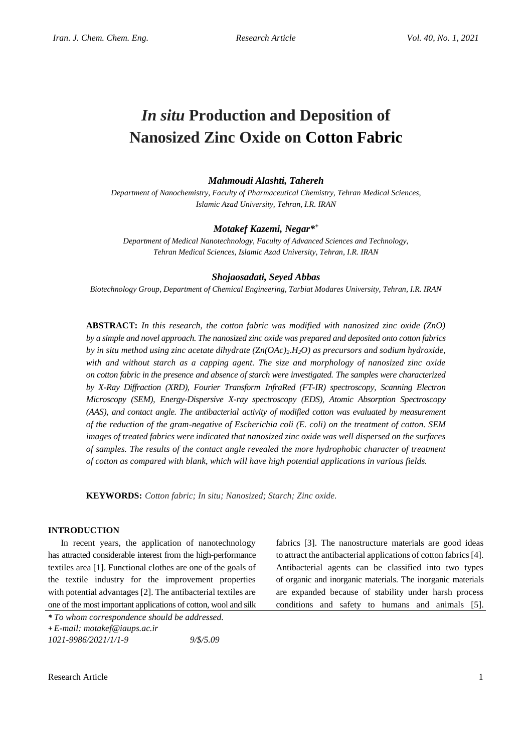# *In situ* Production and Deposition of Nanosized Zinc Oxide on Cotton Fabric

***Mahmoudi Alashti, Tahereh***

*Department of Nanochemistry, Faculty of Pharmaceutical Chemistry, Tehran Medical Sciences, Islamic Azad University, Tehran, I.R. IRAN*

***Motakef Kazemi, Negar****[+]

*Department of Medical Nanotechnology, Faculty of Advanced Sciences and Technology, Tehran Medical Sciences, Islamic Azad University, Tehran, I.R. IRAN*

***Shojaosadati, Seyed Abbas***

*Biotechnology Group, Department of Chemical Engineering, Tarbiat Modares University, Tehran, I.R. IRAN*

**ABSTRACT:** *In this research, the cotton fabric was modified with nanosized zinc oxide (ZnO) by a simple and novel approach. The nanosized zinc oxide was prepared and deposited onto cotton fabrics by in situ method using zinc acetate dihydrate ($Zn(OAc)_2.H_2O$) as precursors and sodium hydroxide, with and without starch as a capping agent. The size and morphology of nanosized zinc oxide on cotton fabric in the presence and absence of starch were investigated. The samples were characterized by X-Ray Diffraction (XRD), Fourier Transform InfraRed (FT-IR) spectroscopy, Scanning Electron Microscopy (SEM), Energy-Dispersive X-ray spectroscopy (EDS), Atomic Absorption Spectroscopy (AAS), and contact angle. The antibacterial activity of modified cotton was evaluated by measurement of the reduction of the gram-negative of Escherichia coli (E. coli) on the treatment of cotton. SEM images of treated fabrics were indicated that nanosized zinc oxide was well dispersed on the surfaces of samples. The results of the contact angle revealed the more hydrophobic character of treatment of cotton as compared with blank, which will have high potential applications in various fields.*

**KEYWORDS:** *Cotton fabric; In situ; Nanosized; Starch; Zinc oxide.*

## INTRODUCTION

In recent years, the application of nanotechnology has attracted considerable interest from the high-performance textiles area [1]. Functional clothes are one of the goals of the textile industry for the improvement properties with potential advantages [2]. The antibacterial textiles are one of the most important applications of cotton, wool and silk fabrics [3]. The nanostructure materials are good ideas to attract the antibacterial applications of cotton fabrics [4]. Antibacterial agents can be classified into two types of organic and inorganic materials. The inorganic materials are expanded because of stability under harsh process conditions and safety to humans and animals [5].

*\* To whom correspondence should be addressed.*
*+ E-mail: motakef@iaups.ac.ir*
*1021-9986/2021/1/1-9 9/$/5.09*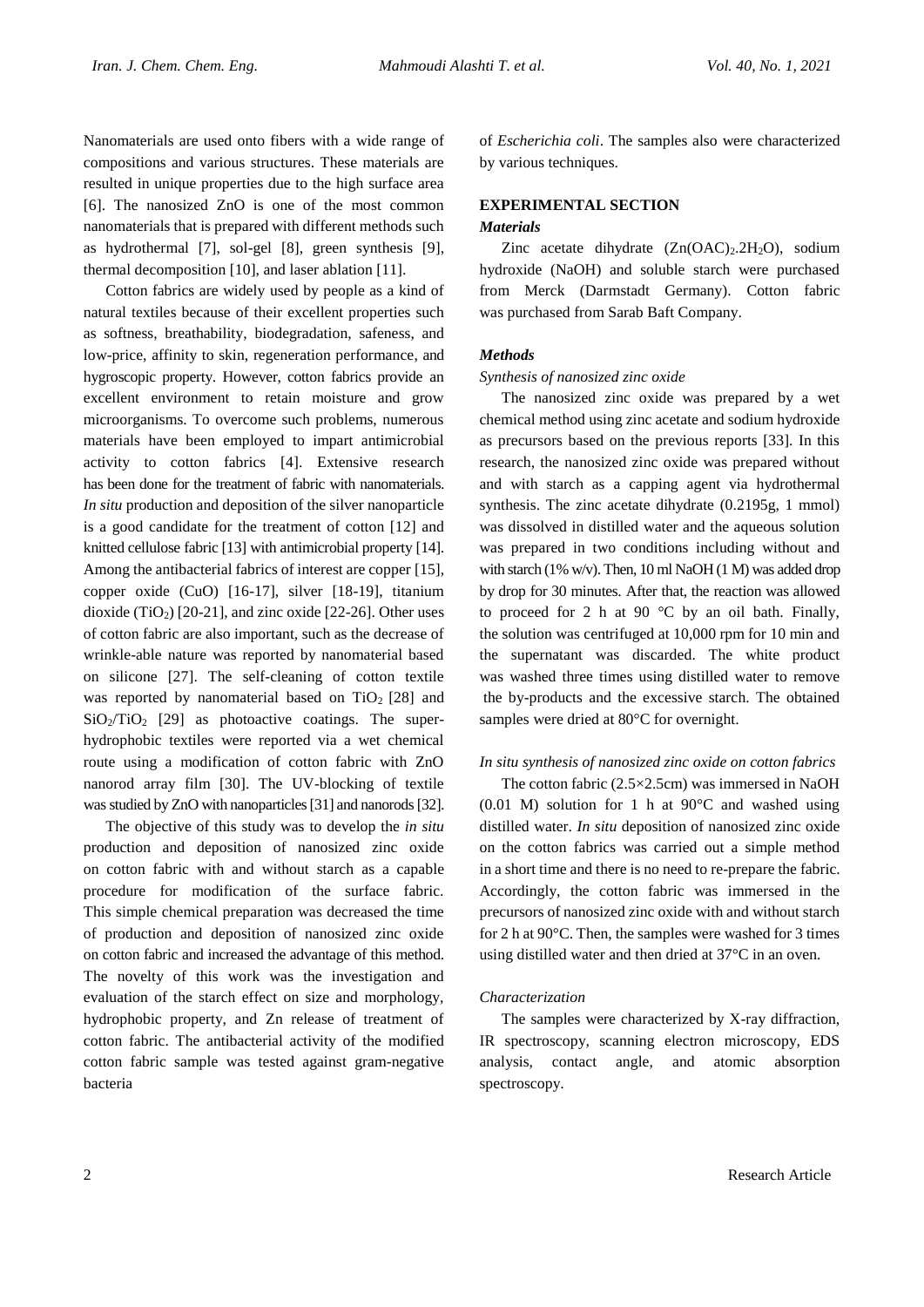Nanomaterials are used onto fibers with a wide range of compositions and various structures. These materials are resulted in unique properties due to the high surface area [6]. The nanosized ZnO is one of the most common nanomaterials that is prepared with different methods such as hydrothermal [7], sol-gel [8], green synthesis [9], thermal decomposition [10], and laser ablation [11].

Cotton fabrics are widely used by people as a kind of natural textiles because of their excellent properties such as softness, breathability, biodegradation, safeness, and low-price, affinity to skin, regeneration performance, and hygroscopic property. However, cotton fabrics provide an excellent environment to retain moisture and grow microorganisms. To overcome such problems, numerous materials have been employed to impart antimicrobial activity to cotton fabrics [4]. Extensive research has been done for the treatment of fabric with nanomaterials. *In situ* production and deposition of the silver nanoparticle is a good candidate for the treatment of cotton [12] and knitted cellulose fabric [13] with antimicrobial property [14]. Among the antibacterial fabrics of interest are copper [15], copper oxide (CuO) [16-17], silver [18-19], titanium dioxide ($TiO_2$) [20-21], and zinc oxide [22-26]. Other uses of cotton fabric are also important, such as the decrease of wrinkle-able nature was reported by nanomaterial based on silicone [27]. The self-cleaning of cotton textile was reported by nanomaterial based on $TiO_2$ [28] and $SiO_2/TiO_2$ [29] as photoactive coatings. The super-hydrophobic textiles were reported via a wet chemical route using a modification of cotton fabric with ZnO nanorod array film [30]. The UV-blocking of textile was studied by ZnO with nanoparticles [31] and nanorods [32].

The objective of this study was to develop the *in situ* production and deposition of nanosized zinc oxide on cotton fabric with and without starch as a capable procedure for modification of the surface fabric. This simple chemical preparation was decreased the time of production and deposition of nanosized zinc oxide on cotton fabric and increased the advantage of this method. The novelty of this work was the investigation and evaluation of the starch effect on size and morphology, hydrophobic property, and Zn release of treatment of cotton fabric. The antibacterial activity of the modified cotton fabric sample was tested against gram-negative bacteria of *Escherichia coli*. The samples also were characterized by various techniques.

## EXPERIMENTAL SECTION

### *Materials*

Zinc acetate dihydrate ($Zn(OAC)_2.2H_2O$), sodium hydroxide (NaOH) and soluble starch were purchased from Merck (Darmstadt Germany). Cotton fabric was purchased from Sarab Baft Company.

### *Methods*

*Synthesis of nanosized zinc oxide*

The nanosized zinc oxide was prepared by a wet chemical method using zinc acetate and sodium hydroxide as precursors based on the previous reports [33]. In this research, the nanosized zinc oxide was prepared without and with starch as a capping agent via hydrothermal synthesis. The zinc acetate dihydrate (0.2195g, 1 mmol) was dissolved in distilled water and the aqueous solution was prepared in two conditions including without and with starch (1% w/v). Then, 10 ml NaOH (1 M) was added drop by drop for 30 minutes. After that, the reaction was allowed to proceed for 2 h at 90 °C by an oil bath. Finally, the solution was centrifuged at 10,000 rpm for 10 min and the supernatant was discarded. The white product was washed three times using distilled water to remove the by-products and the excessive starch. The obtained samples were dried at 80°C for overnight.

*In situ synthesis of nanosized zinc oxide on cotton fabrics*

The cotton fabric (2.5×2.5cm) was immersed in NaOH (0.01 M) solution for 1 h at 90°C and washed using distilled water. *In situ* deposition of nanosized zinc oxide on the cotton fabrics was carried out a simple method in a short time and there is no need to re-prepare the fabric. Accordingly, the cotton fabric was immersed in the precursors of nanosized zinc oxide with and without starch for 2 h at 90°C. Then, the samples were washed for 3 times using distilled water and then dried at 37°C in an oven.

*Characterization*

The samples were characterized by X-ray diffraction, IR spectroscopy, scanning electron microscopy, EDS analysis, contact angle, and atomic absorption spectroscopy.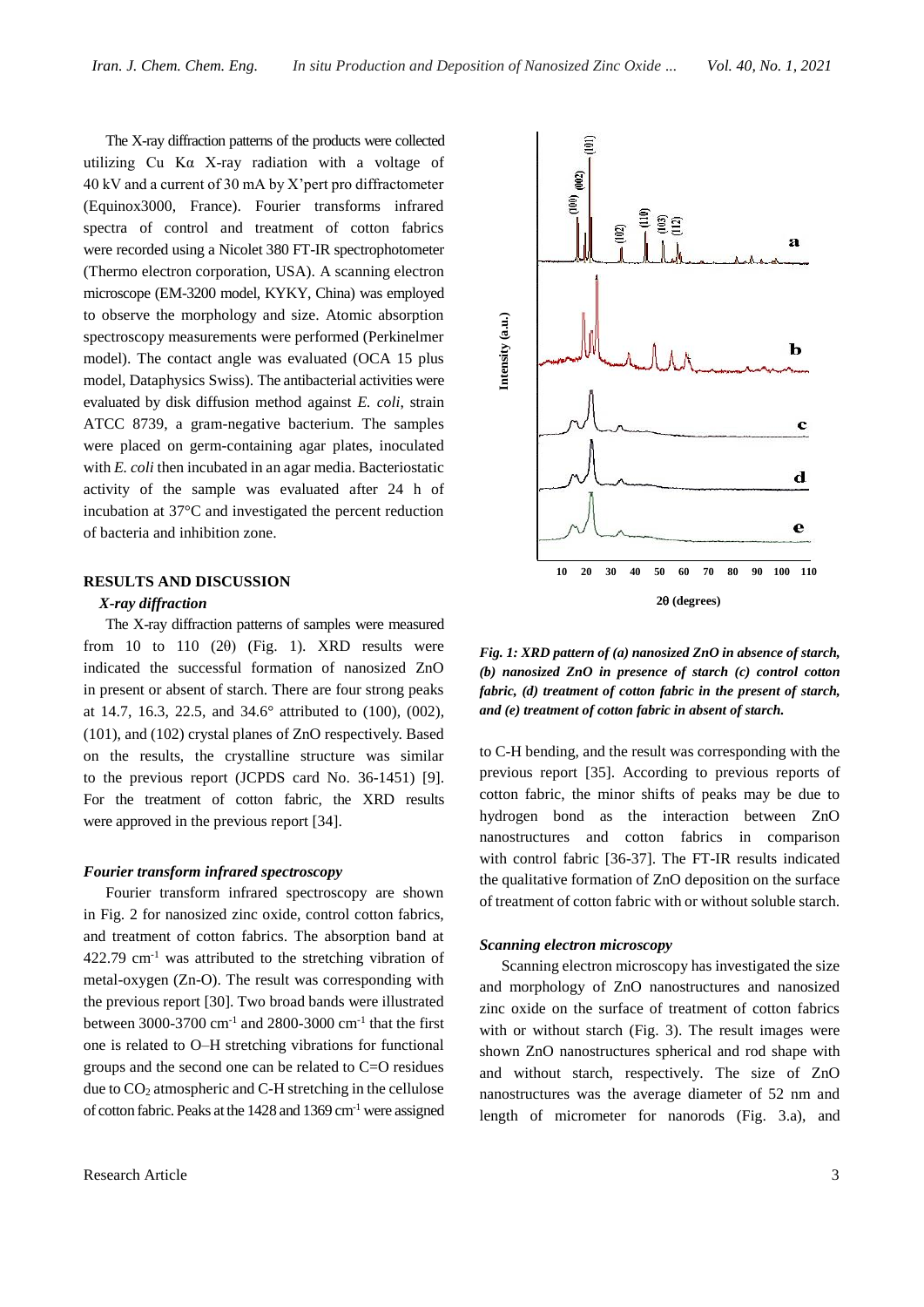The X-ray diffraction patterns of the products were collected utilizing Cu Kα X-ray radiation with a voltage of 40 kV and a current of 30 mA by X'pert pro diffractometer (Equinox3000, France). Fourier transforms infrared spectra of control and treatment of cotton fabrics were recorded using a Nicolet 380 FT-IR spectrophotometer (Thermo electron corporation, USA). A scanning electron microscope (EM-3200 model, KYKY, China) was employed to observe the morphology and size. Atomic absorption spectroscopy measurements were performed (Perkinelmer model). The contact angle was evaluated (OCA 15 plus model, Dataphysics Swiss). The antibacterial activities were evaluated by disk diffusion method against *E. coli*, strain ATCC 8739, a gram-negative bacterium. The samples were placed on germ-containing agar plates, inoculated with *E. coli* then incubated in an agar media. Bacteriostatic activity of the sample was evaluated after 24 h of incubation at 37°C and investigated the percent reduction of bacteria and inhibition zone.

## RESULTS AND DISCUSSION

### *X-ray diffraction*

The X-ray diffraction patterns of samples were measured from 10 to 110 (2θ) (Fig. 1). XRD results were indicated the successful formation of nanosized ZnO in present or absent of starch. There are four strong peaks at 14.7, 16.3, 22.5, and 34.6° attributed to (100), (002), (101), and (102) crystal planes of ZnO respectively. Based on the results, the crystalline structure was similar to the previous report (JCPDS card No. 36-1451) [9]. For the treatment of cotton fabric, the XRD results were approved in the previous report [34].

*Fig. 1: XRD pattern of (a) nanosized ZnO in absence of starch, (b) nanosized ZnO in presence of starch (c) control cotton fabric, (d) treatment of cotton fabric in the present of starch, and (e) treatment of cotton fabric in absent of starch.*

### *Fourier transform infrared spectroscopy*

Fourier transform infrared spectroscopy are shown in Fig. 2 for nanosized zinc oxide, control cotton fabrics, and treatment of cotton fabrics. The absorption band at 422.79 $cm^{-1}$ was attributed to the stretching vibration of metal-oxygen (Zn-O). The result was corresponding with the previous report [30]. Two broad bands were illustrated between 3000-3700 $cm^{-1}$ and 2800-3000 $cm^{-1}$ that the first one is related to O–H stretching vibrations for functional groups and the second one can be related to C=O residues due to $CO_2$ atmospheric and C-H stretching in the cellulose of cotton fabric. Peaks at the 1428 and 1369 $cm^{-1}$ were assigned to C-H bending, and the result was corresponding with the previous report [35]. According to previous reports of cotton fabric, the minor shifts of peaks may be due to hydrogen bond as the interaction between ZnO nanostructures and cotton fabrics in comparison with control fabric [36-37]. The FT-IR results indicated the qualitative formation of ZnO deposition on the surface of treatment of cotton fabric with or without soluble starch.

### *Scanning electron microscopy*

Scanning electron microscopy has investigated the size and morphology of ZnO nanostructures and nanosized zinc oxide on the surface of treatment of cotton fabrics with or without starch (Fig. 3). The result images were shown ZnO nanostructures spherical and rod shape with and without starch, respectively. The size of ZnO nanostructures was the average diameter of 52 nm and length of micrometer for nanorods (Fig. 3.a), and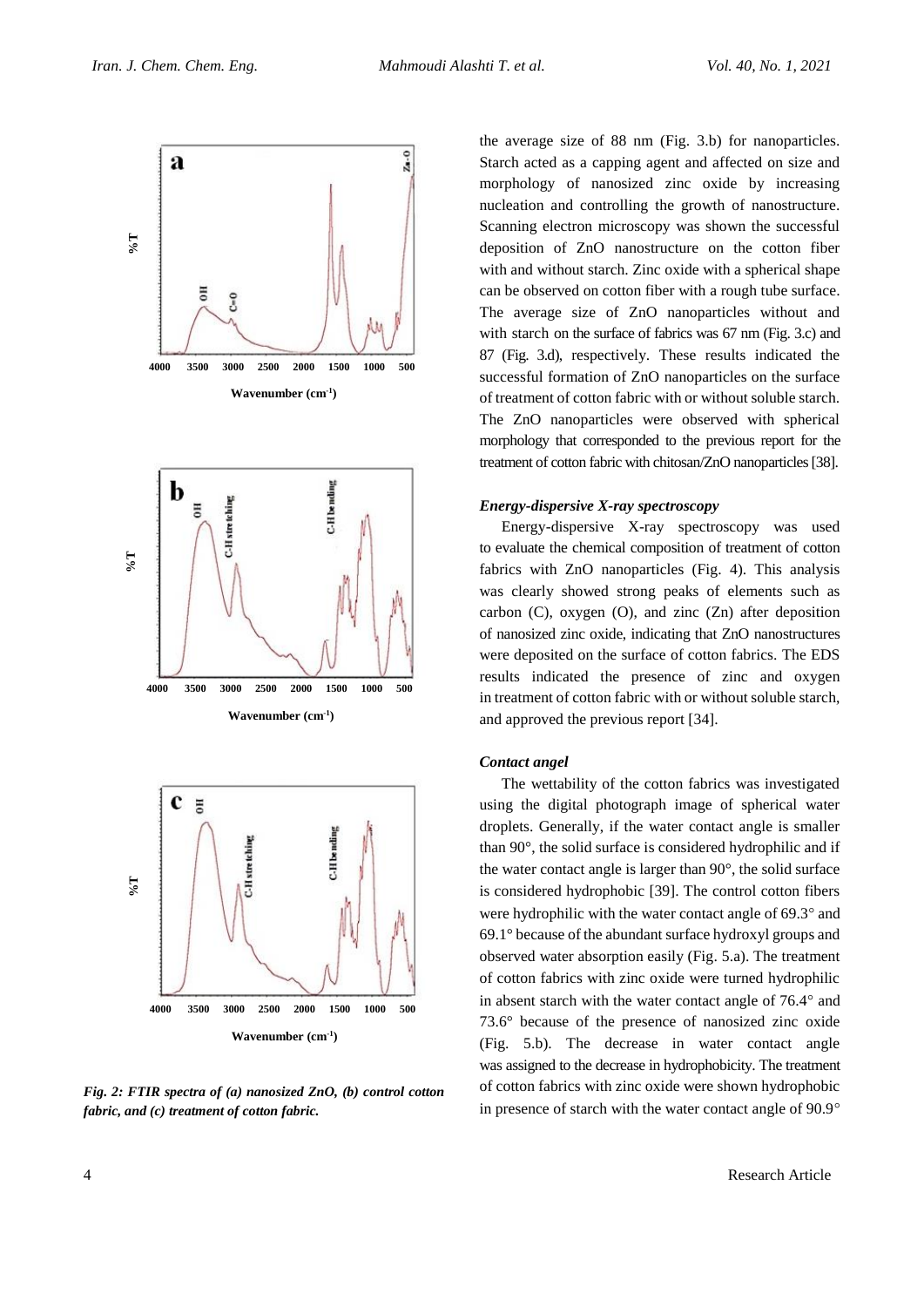Fig. 2: FTIR spectra of (a) nanosized ZnO, (b) control cotton fabric, and (c) treatment of cotton fabric.

the average size of 88 nm (Fig. 3.b) for nanoparticles. Starch acted as a capping agent and affected on size and morphology of nanosized zinc oxide by increasing nucleation and controlling the growth of nanostructure. Scanning electron microscopy was shown the successful deposition of ZnO nanostructure on the cotton fiber with and without starch. Zinc oxide with a spherical shape can be observed on cotton fiber with a rough tube surface. The average size of ZnO nanoparticles without and with starch on the surface of fabrics was 67 nm (Fig. 3.c) and 87 (Fig. 3.d), respectively. These results indicated the successful formation of ZnO nanoparticles on the surface of treatment of cotton fabric with or without soluble starch. The ZnO nanoparticles were observed with spherical morphology that corresponded to the previous report for the treatment of cotton fabric with chitosan/ZnO nanoparticles [38].

### *Energy-dispersive X-ray spectroscopy*

Energy-dispersive X-ray spectroscopy was used to evaluate the chemical composition of treatment of cotton fabrics with ZnO nanoparticles (Fig. 4). This analysis was clearly showed strong peaks of elements such as carbon (C), oxygen (O), and zinc (Zn) after deposition of nanosized zinc oxide, indicating that ZnO nanostructures were deposited on the surface of cotton fabrics. The EDS results indicated the presence of zinc and oxygen in treatment of cotton fabric with or without soluble starch, and approved the previous report [34].

### *Contact angel*

The wettability of the cotton fabrics was investigated using the digital photograph image of spherical water droplets. Generally, if the water contact angle is smaller than 90°, the solid surface is considered hydrophilic and if the water contact angle is larger than 90°, the solid surface is considered hydrophobic [39]. The control cotton fibers were hydrophilic with the water contact angle of 69.3° and 69.1° because of the abundant surface hydroxyl groups and observed water absorption easily (Fig. 5.a). The treatment of cotton fabrics with zinc oxide were turned hydrophilic in absent starch with the water contact angle of 76.4° and 73.6° because of the presence of nanosized zinc oxide (Fig. 5.b). The decrease in water contact angle was assigned to the decrease in hydrophobicity. The treatment of cotton fabrics with zinc oxide were shown hydrophobic in presence of starch with the water contact angle of 90.9°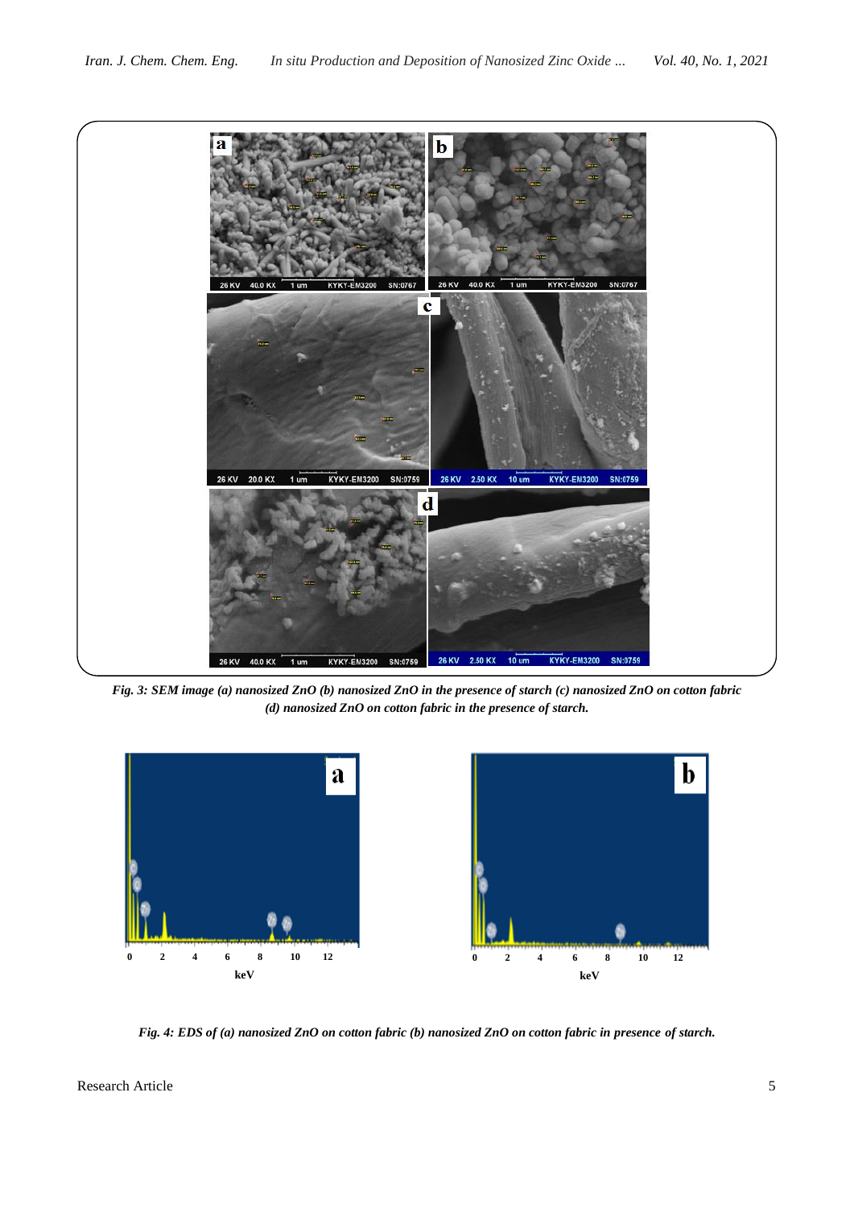*Fig. 3: SEM image (a) nanosized ZnO (b) nanosized ZnO in the presence of starch (c) nanosized ZnO on cotton fabric (d) nanosized ZnO on cotton fabric in the presence of starch.*

*Fig. 4: EDS of (a) nanosized ZnO on cotton fabric (b) nanosized ZnO on cotton fabric in presence of starch.*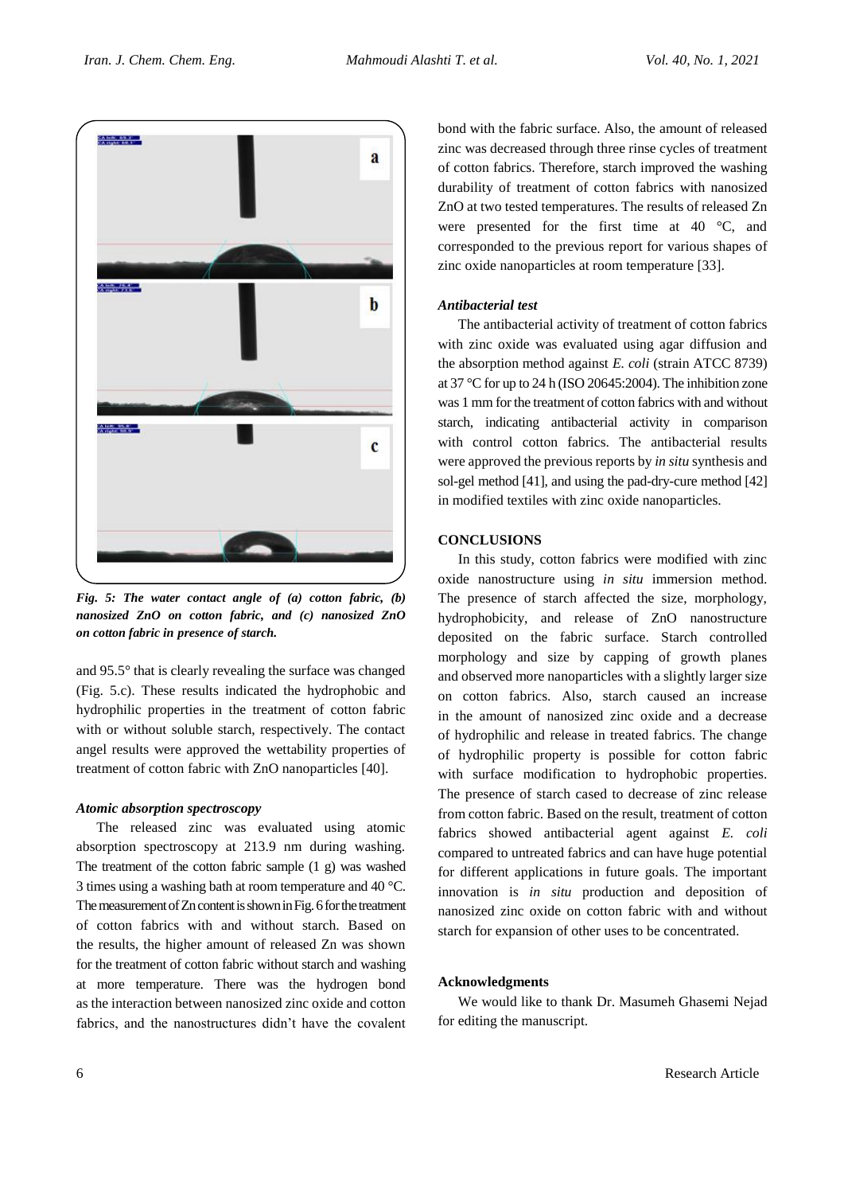*Fig. 5: The water contact angle of (a) cotton fabric, (b) nanosized ZnO on cotton fabric, and (c) nanosized ZnO on cotton fabric in presence of starch.*

and 95.5° that is clearly revealing the surface was changed (Fig. 5.c). These results indicated the hydrophobic and hydrophilic properties in the treatment of cotton fabric with or without soluble starch, respectively. The contact angel results were approved the wettability properties of treatment of cotton fabric with ZnO nanoparticles [40].

### *Atomic absorption spectroscopy*

The released zinc was evaluated using atomic absorption spectroscopy at 213.9 nm during washing. The treatment of the cotton fabric sample (1 g) was washed 3 times using a washing bath at room temperature and 40 °C. The measurement of Zn content is shown in Fig. 6 for the treatment of cotton fabrics with and without starch. Based on the results, the higher amount of released Zn was shown for the treatment of cotton fabric without starch and washing at more temperature. There was the hydrogen bond as the interaction between nanosized zinc oxide and cotton fabrics, and the nanostructures didn't have the covalent bond with the fabric surface. Also, the amount of released zinc was decreased through three rinse cycles of treatment of cotton fabrics. Therefore, starch improved the washing durability of treatment of cotton fabrics with nanosized ZnO at two tested temperatures. The results of released Zn were presented for the first time at 40 °C, and corresponded to the previous report for various shapes of zinc oxide nanoparticles at room temperature [33].

### *Antibacterial test*

The antibacterial activity of treatment of cotton fabrics with zinc oxide was evaluated using agar diffusion and the absorption method against *E. coli* (strain ATCC 8739) at 37 °C for up to 24 h (ISO 20645:2004). The inhibition zone was 1 mm for the treatment of cotton fabrics with and without starch, indicating antibacterial activity in comparison with control cotton fabrics. The antibacterial results were approved the previous reports by *in situ* synthesis and sol-gel method [41], and using the pad-dry-cure method [42] in modified textiles with zinc oxide nanoparticles.

## CONCLUSIONS

In this study, cotton fabrics were modified with zinc oxide nanostructure using *in situ* immersion method. The presence of starch affected the size, morphology, hydrophobicity, and release of ZnO nanostructure deposited on the fabric surface. Starch controlled morphology and size by capping of growth planes and observed more nanoparticles with a slightly larger size on cotton fabrics. Also, starch caused an increase in the amount of nanosized zinc oxide and a decrease of hydrophilic and release in treated fabrics. The change of hydrophilic property is possible for cotton fabric with surface modification to hydrophobic properties. The presence of starch cased to decrease of zinc release from cotton fabric. Based on the result, treatment of cotton fabrics showed antibacterial agent against *E. coli* compared to untreated fabrics and can have huge potential for different applications in future goals. The important innovation is *in situ* production and deposition of nanosized zinc oxide on cotton fabric with and without starch for expansion of other uses to be concentrated.

### Acknowledgments

We would like to thank Dr. Masumeh Ghasemi Nejad for editing the manuscript.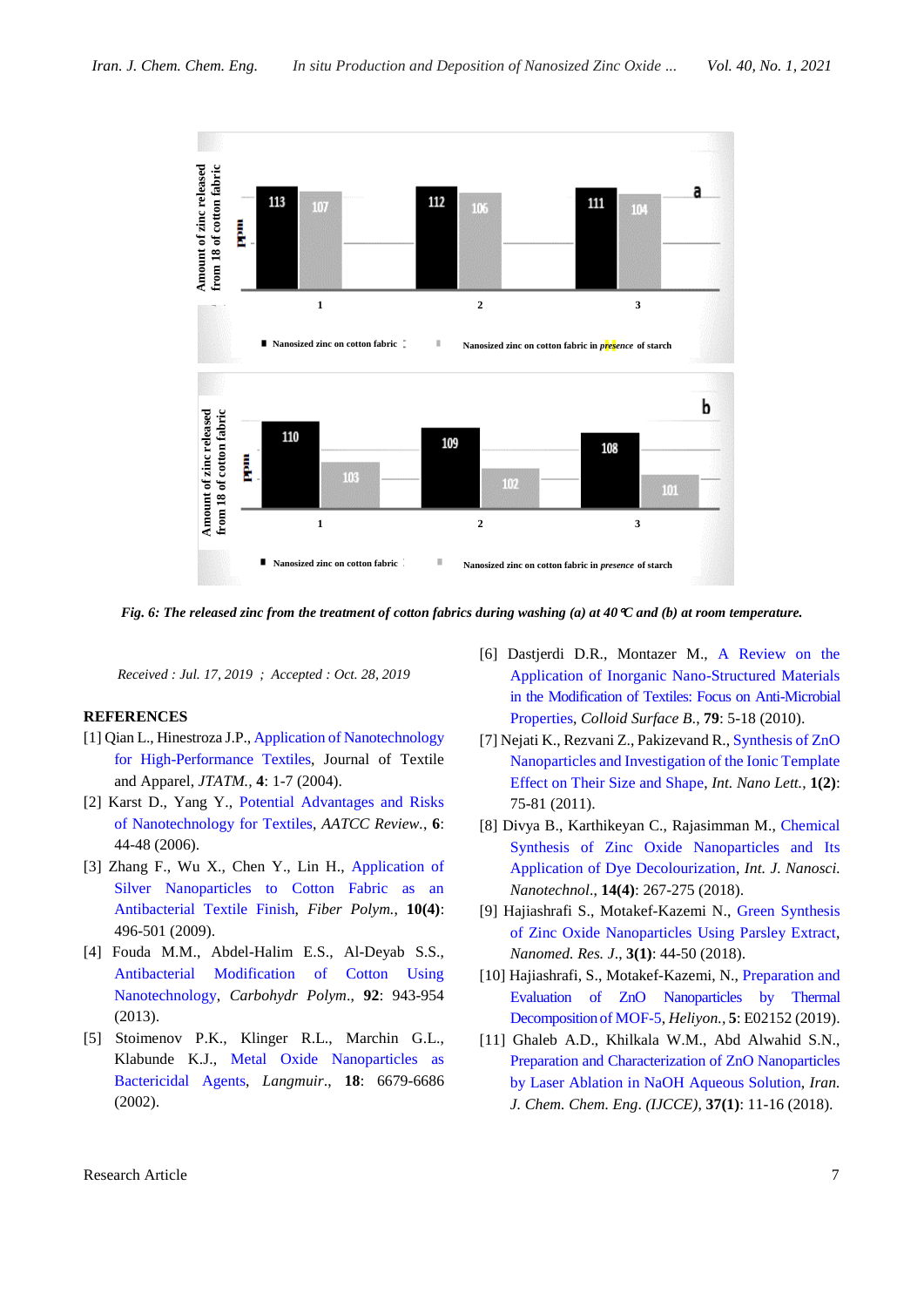Fig. 6: The released zinc from the treatment of cotton fabrics during washing (a) at 40 ℃ and (b) at room temperature.

*Received : Jul. 17, 2019 ; Accepted : Oct. 28, 2019*

## REFERENCES

[1] Qian L., Hinestroza J.P., Application of Nanotechnology for High-Performance Textiles, Journal of Textile and Apparel, *JTATM.*, **4**: 1-7 (2004).

[2] Karst D., Yang Y., Potential Advantages and Risks of Nanotechnology for Textiles, *AATCC Review.*, **6**: 44-48 (2006).

[3] Zhang F., Wu X., Chen Y., Lin H., Application of Silver Nanoparticles to Cotton Fabric as an Antibacterial Textile Finish, *Fiber Polym.*, **10(4)**: 496-501 (2009).

[4] Fouda M.M., Abdel-Halim E.S., Al-Deyab S.S., Antibacterial Modification of Cotton Using Nanotechnology, *Carbohydr Polym.*, **92**: 943-954 (2013).

[5] Stoimenov P.K., Klinger R.L., Marchin G.L., Klabunde K.J., Metal Oxide Nanoparticles as Bactericidal Agents, *Langmuir.*, **18**: 6679-6686 (2002).

[6] Dastjerdi D.R., Montazer M., A Review on the Application of Inorganic Nano-Structured Materials in the Modification of Textiles: Focus on Anti-Microbial Properties, *Colloid Surface B.*, **79**: 5-18 (2010).

[7] Nejati K., Rezvani Z., Pakizevand R., Synthesis of ZnO Nanoparticles and Investigation of the Ionic Template Effect on Their Size and Shape, *Int. Nano Lett.*, **1(2)**: 75-81 (2011).

[8] Divya B., Karthikeyan C., Rajasimman M., Chemical Synthesis of Zinc Oxide Nanoparticles and Its Application of Dye Decolourization, *Int. J. Nanosci. Nanotechnol.*, **14(4)**: 267-275 (2018).

[9] Hajiashrafi S., Motakef-Kazemi N., Green Synthesis of Zinc Oxide Nanoparticles Using Parsley Extract, *Nanomed. Res. J.*, **3(1)**: 44-50 (2018).

[10] Hajiashrafi, S., Motakef-Kazemi, N., Preparation and Evaluation of ZnO Nanoparticles by Thermal Decomposition of MOF-5, *Heliyon.*, **5**: E02152 (2019).

[11] Ghaleb A.D., Khilkala W.M., Abd Alwahid S.N., Preparation and Characterization of ZnO Nanoparticles by Laser Ablation in NaOH Aqueous Solution, *Iran. J. Chem. Chem. Eng. (IJCCE)*, **37(1)**: 11-16 (2018).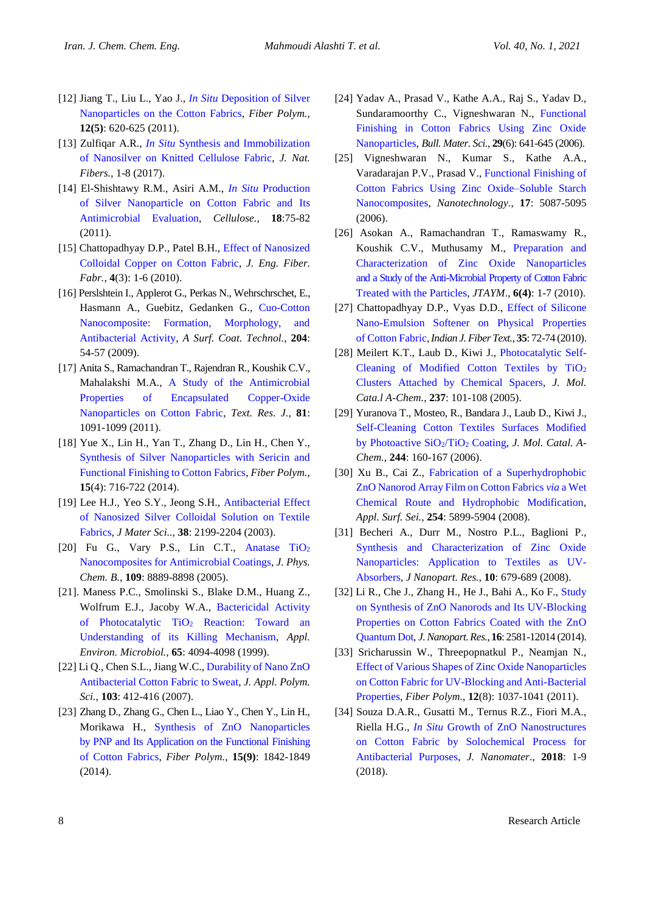[12] Jiang T., Liu L., Yao J., *In Situ* Deposition of Silver Nanoparticles on the Cotton Fabrics, *Fiber Polym.*, **12(5)**: 620-625 (2011).

[13] Zulfiqar A.R., *In Situ* Synthesis and Immobilization of Nanosilver on Knitted Cellulose Fabric, *J. Nat. Fibers.*, 1-8 (2017).

[14] El-Shishtawy R.M., Asiri A.M., *In Situ* Production of Silver Nanoparticle on Cotton Fabric and Its Antimicrobial Evaluation, *Cellulose.*, **18**:75-82 (2011).

[15] Chattopadhyay D.P., Patel B.H., Effect of Nanosized Colloidal Copper on Cotton Fabric, *J. Eng. Fiber. Fabr.*, **4**(3): 1-6 (2010).

[16] Perslshtein I., Applerot G., Perkas N., Wehrschrschet, E., Hasmann A., Guebitz, Gedanken G., Cuo-Cotton Nanocomposite: Formation, Morphology, and Antibacterial Activity, *A Surf. Coat. Technol.*, **204**: 54-57 (2009).

[17] Anita S., Ramachandran T., Rajendran R., Koushik C.V., Mahalakshi M.A., A Study of the Antimicrobial Properties of Encapsulated Copper-Oxide Nanoparticles on Cotton Fabric, *Text. Res. J.*, **81**: 1091-1099 (2011).

[18] Yue X., Lin H., Yan T., Zhang D., Lin H., Chen Y., Synthesis of Silver Nanoparticles with Sericin and Functional Finishing to Cotton Fabrics, *Fiber Polym.*, **15**(4): 716-722 (2014).

[19] Lee H.J., Yeo S.Y., Jeong S.H., Antibacterial Effect of Nanosized Silver Colloidal Solution on Textile Fabrics, *J Mater Sci..*, **38**: 2199-2204 (2003).

[20] Fu G., Vary P.S., Lin C.T., Anatase $TiO_2$ Nanocomposites for Antimicrobial Coatings, *J. Phys. Chem. B.*, **109**: 8889-8898 (2005).

[21]. Maness P.C., Smolinski S., Blake D.M., Huang Z., Wolfrum E.J., Jacoby W.A., Bactericidal Activity of Photocatalytic $TiO_2$ Reaction: Toward an Understanding of its Killing Mechanism, *Appl. Environ. Microbiol.*, **65**: 4094-4098 (1999).

[22] Li Q., Chen S.L., Jiang W.C., Durability of Nano ZnO Antibacterial Cotton Fabric to Sweat, *J. Appl. Polym. Sci.*, **103**: 412-416 (2007).

[23] Zhang D., Zhang G., Chen L., Liao Y., Chen Y., Lin H., Morikawa H., Synthesis of ZnO Nanoparticles by PNP and Its Application on the Functional Finishing of Cotton Fabrics, *Fiber Polym.*, **15(9)**: 1842-1849 (2014).

[24] Yadav A., Prasad V., Kathe A.A., Raj S., Yadav D., Sundaramoorthy C., Vigneshwaran N., Functional Finishing in Cotton Fabrics Using Zinc Oxide Nanoparticles, *Bull. Mater. Sci.*, **29**(6): 641-645 (2006).

[25] Vigneshwaran N., Kumar S., Kathe A.A., Varadarajan P.V., Prasad V., Functional Finishing of Cotton Fabrics Using Zinc Oxide–Soluble Starch Nanocomposites, *Nanotechnology.*, **17**: 5087-5095 (2006).

[26] Asokan A., Ramachandran T., Ramaswamy R., Koushik C.V., Muthusamy M., Preparation and Characterization of Zinc Oxide Nanoparticles and a Study of the Anti-Microbial Property of Cotton Fabric Treated with the Particles, *JTAYM.*, **6(4)**: 1-7 (2010).

[27] Chattopadhyay D.P., Vyas D.D., Effect of Silicone Nano-Emulsion Softener on Physical Properties of Cotton Fabric, *Indian J. Fiber Text.*, **35**: 72-74 (2010).

[28] Meilert K.T., Laub D., Kiwi J., Photocatalytic Self-Cleaning of Modified Cotton Textiles by $TiO_2$ Clusters Attached by Chemical Spacers, *J. Mol. Cata.l A-Chem.*, **237**: 101-108 (2005).

[29] Yuranova T., Mosteo, R., Bandara J., Laub D., Kiwi J., Self-Cleaning Cotton Textiles Surfaces Modified by Photoactive $SiO_2$/$TiO_2$ Coating, *J. Mol. Catal. A-Chem.*, **244**: 160-167 (2006).

[30] Xu B., Cai Z., Fabrication of a Superhydrophobic ZnO Nanorod Array Film on Cotton Fabrics *via* a Wet Chemical Route and Hydrophobic Modification, *Appl. Surf. Sei.*, **254**: 5899-5904 (2008).

[31] Becheri A., Durr M., Nostro P.L., Baglioni P., Synthesis and Characterization of Zinc Oxide Nanoparticles: Application to Textiles as UV-Absorbers, *J Nanopart. Res.*, **10**: 679-689 (2008).

[32] Li R., Che J., Zhang H., He J., Bahi A., Ko F., Study on Synthesis of ZnO Nanorods and Its UV-Blocking Properties on Cotton Fabrics Coated with the ZnO Quantum Dot, *J. Nanopart. Res.*, **16**: 2581-12014 (2014).

[33] Sricharussin W., Threepopnatkul P., Neamjan N., Effect of Various Shapes of Zinc Oxide Nanoparticles on Cotton Fabric for UV-Blocking and Anti-Bacterial Properties, *Fiber Polym.*, **12**(8): 1037-1041 (2011).

[34] Souza D.A.R., Gusatti M., Ternus R.Z., Fiori M.A., Riella H.G., *In Situ* Growth of ZnO Nanostructures on Cotton Fabric by Solochemical Process for Antibacterial Purposes, *J. Nanomater.*, **2018**: 1-9 (2018).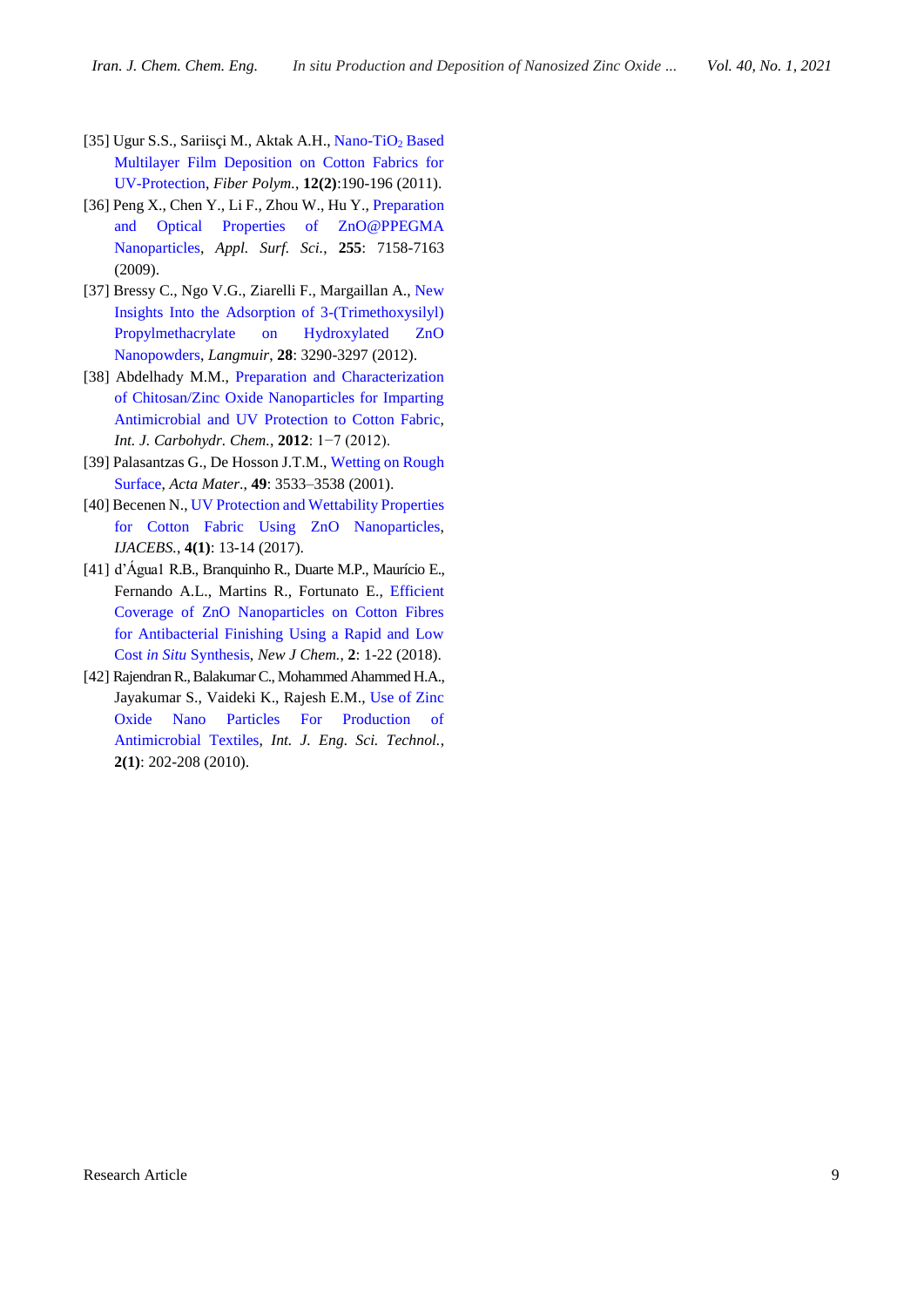[35] Ugur S.S., Sariisçi M., Aktak A.H., Nano-$TiO_2$ Based Multilayer Film Deposition on Cotton Fabrics for UV-Protection, *Fiber Polym.*, **12(2)**:190-196 (2011).

[36] Peng X., Chen Y., Li F., Zhou W., Hu Y., Preparation and Optical Properties of ZnO@PPEGMA Nanoparticles, *Appl. Surf. Sci.*, **255**: 7158-7163 (2009).

[37] Bressy C., Ngo V.G., Ziarelli F., Margaillan A., New Insights Into the Adsorption of 3-(Trimethoxysilyl) Propylmethacrylate on Hydroxylated ZnO Nanopowders, *Langmuir*, **28**: 3290-3297 (2012).

[38] Abdelhady M.M., Preparation and Characterization of Chitosan/Zinc Oxide Nanoparticles for Imparting Antimicrobial and UV Protection to Cotton Fabric, *Int. J. Carbohydr. Chem.*, **2012**: 1−7 (2012).

[39] Palasantzas G., De Hosson J.T.M., Wetting on Rough Surface, *Acta Mater*., **49**: 3533–3538 (2001).

[40] Becenen N., UV Protection and Wettability Properties for Cotton Fabric Using ZnO Nanoparticles, *IJACEBS.*, **4(1)**: 13-14 (2017).

[41] d'Água1 R.B., Branquinho R., Duarte M.P., Maurício E., Fernando A.L., Martins R., Fortunato E., Efficient Coverage of ZnO Nanoparticles on Cotton Fibres for Antibacterial Finishing Using a Rapid and Low Cost *in Situ* Synthesis, *New J Chem.*, **2**: 1-22 (2018).

[42] Rajendran R., Balakumar C., Mohammed Ahammed H.A., Jayakumar S., Vaideki K., Rajesh E.M., Use of Zinc Oxide Nano Particles For Production of Antimicrobial Textiles, *Int. J. Eng. Sci. Technol.*, **2(1)**: 202-208 (2010).